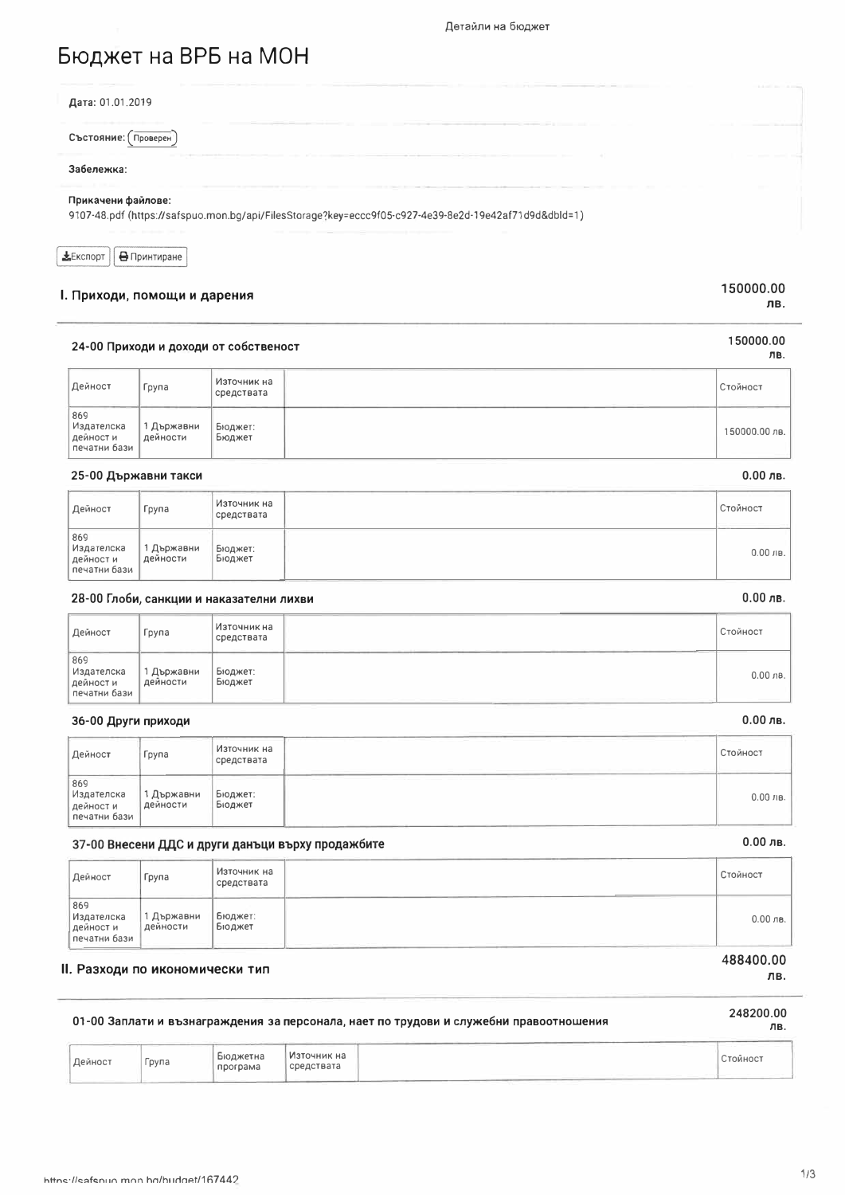# Бюджет на ВРБ на МОН

**Дата:** 01.01.2019

**Състояние:** Проверен

**Забележка:**

**Прикачени файлове:**
9107-48.pdf (https://safspuo.mon.bg/api/FilesStorage?key=eccc9f05-c927-4e39-8e2d-19e42af71d9d&dbId=1)

Експорт | Принтиране

## I. Приходи, помощи и дарения — 150000.00 лв.

### 24-00 Приходи и доходи от собственост — 150000.00 лв.

| Дейност | Група | Източник на средствата | | Стойност |
|---|---|---|---|---|
| 869 Издателска дейност и печатни бази | 1 Държавни дейности | Бюджет: Бюджет | | 150000.00 лв. |

### 25-00 Държавни такси — 0.00 лв.

| Дейност | Група | Източник на средствата | | Стойност |
|---|---|---|---|---|
| 869 Издателска дейност и печатни бази | 1 Държавни дейности | Бюджет: Бюджет | | 0.00 лв. |

### 28-00 Глоби, санкции и наказателни лихви — 0.00 лв.

| Дейност | Група | Източник на средствата | | Стойност |
|---|---|---|---|---|
| 869 Издателска дейност и печатни бази | 1 Държавни дейности | Бюджет: Бюджет | | 0.00 лв. |

### 36-00 Други приходи — 0.00 лв.

| Дейност | Група | Източник на средствата | | Стойност |
|---|---|---|---|---|
| 869 Издателска дейност и печатни бази | 1 Държавни дейности | Бюджет: Бюджет | | 0.00 лв. |

### 37-00 Внесени ДДС и други данъци върху продажбите — 0.00 лв.

| Дейност | Група | Източник на средствата | | Стойност |
|---|---|---|---|---|
| 869 Издателска дейност и печатни бази | 1 Държавни дейности | Бюджет: Бюджет | | 0.00 лв. |

## II. Разходи по икономически тип — 488400.00 лв.

### 01-00 Заплати и възнаграждения за персонала, нает по трудови и служебни правоотношения — 248200.00 лв.

| Дейност | Група | Бюджетна програма | Източник на средствата | | Стойност |
|---|---|---|---|---|---|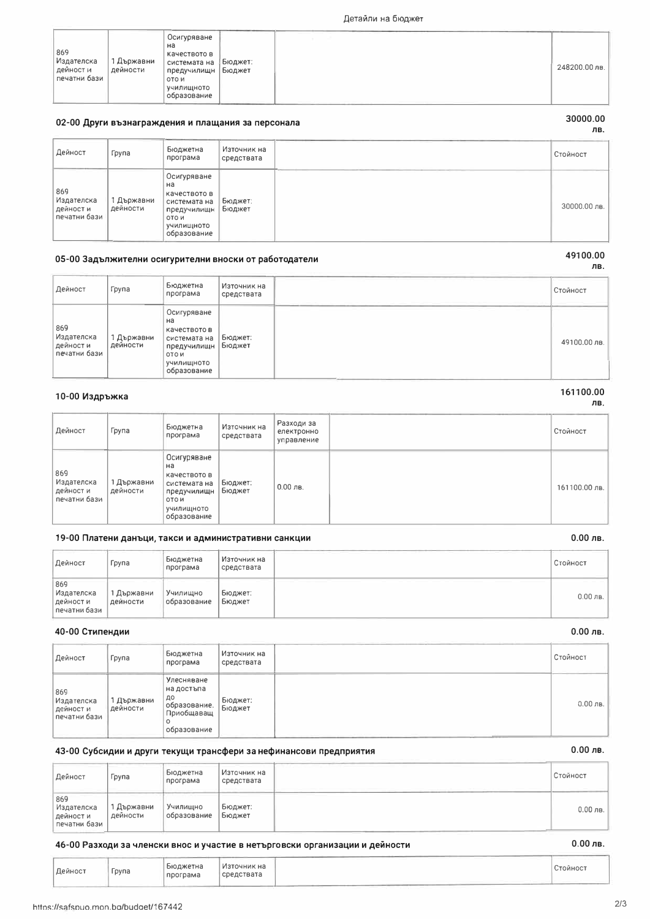| 869 Издателска дейност и печатни бази | 1 Държавни дейности | Осигуряване на качеството в системата на предучилищното и училищното образование | Бюджет: Бюджет | | 248200.00 лв. |
|---|---|---|---|---|---|

### 02-00 Други възнаграждения и плащания за персонала

**30000.00 лв.**

| Дейност | Група | Бюджетна програма | Източник на средствата | | Стойност |
|---|---|---|---|---|---|
| 869 Издателска дейност и печатни бази | 1 Държавни дейности | Осигуряване на качеството в системата на предучилищното и училищното образование | Бюджет: Бюджет | | 30000.00 лв. |

### 05-00 Задължителни осигурителни вноски от работодатели

**49100.00 лв.**

| Дейност | Група | Бюджетна програма | Източник на средствата | | Стойност |
|---|---|---|---|---|---|
| 869 Издателска дейност и печатни бази | 1 Държавни дейности | Осигуряване на качеството в системата на предучилищното и училищното образование | Бюджет: Бюджет | | 49100.00 лв. |

### 10-00 Издръжка

**161100.00 лв.**

| Дейност | Група | Бюджетна програма | Източник на средствата | Разходи за електронно управление | | Стойност |
|---|---|---|---|---|---|---|
| 869 Издателска дейност и печатни бази | 1 Държавни дейности | Осигуряване на качеството в системата на предучилищното и училищното образование | Бюджет: Бюджет | 0.00 лв. | | 161100.00 лв. |

### 19-00 Платени данъци, такси и административни санкции

**0.00 лв.**

| Дейност | Група | Бюджетна програма | Източник на средствата | | Стойност |
|---|---|---|---|---|---|
| 869 Издателска дейност и печатни бази | 1 Държавни дейности | Училищно образование | Бюджет: Бюджет | | 0.00 лв. |

### 40-00 Стипендии

**0.00 лв.**

| Дейност | Група | Бюджетна програма | Източник на средствата | | Стойност |
|---|---|---|---|---|---|
| 869 Издателска дейност и печатни бази | 1 Държавни дейности | Улесняване на достъпа до образование. Приобщаващо образование | Бюджет: Бюджет | | 0.00 лв. |

### 43-00 Субсидии и други текущи трансфери за нефинансови предприятия

**0.00 лв.**

| Дейност | Група | Бюджетна програма | Източник на средствата | | Стойност |
|---|---|---|---|---|---|
| 869 Издателска дейност и печатни бази | 1 Държавни дейности | Училищно образование | Бюджет: Бюджет | | 0.00 лв. |

### 46-00 Разходи за членски внос и участие в нетърговски организации и дейности

**0.00 лв.**

| Дейност | Група | Бюджетна програма | Източник на средствата | | Стойност |
|---|---|---|---|---|---|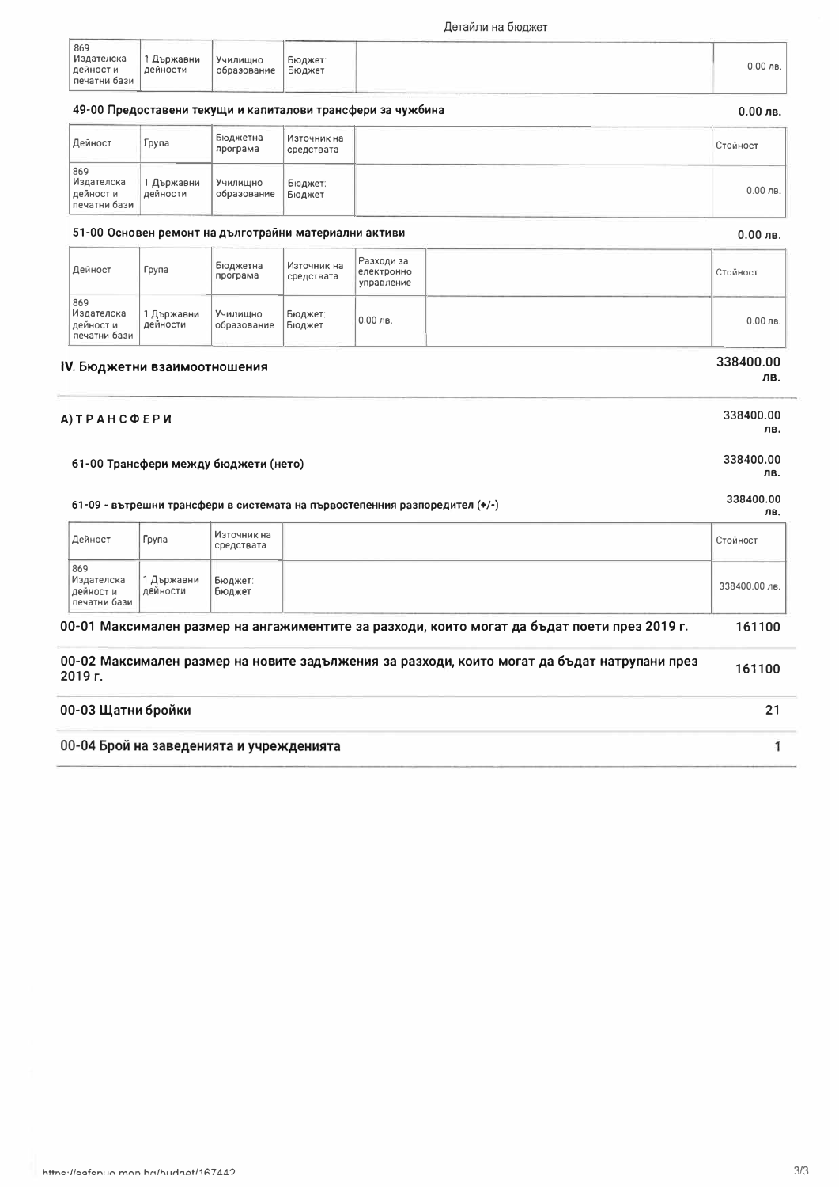| | | | | | |
|---|---|---|---|---|---|
| 869 Издателска дейност и печатни бази | 1 Държавни дейности | Училищно образование | Бюджет: Бюджет | | 0.00 лв. |

### 49-00 Предоставени текущи и капиталови трансфери за чужбина — 0.00 лв.

| Дейност | Група | Бюджетна програма | Източник на средствата | | Стойност |
|---|---|---|---|---|---|
| 869 Издателска дейност и печатни бази | 1 Държавни дейности | Училищно образование | Бюджет: Бюджет | | 0.00 лв. |

### 51-00 Основен ремонт на дълготрайни материални активи — 0.00 лв.

| Дейност | Група | Бюджетна програма | Източник на средствата | Разходи за електронно управление | | Стойност |
|---|---|---|---|---|---|---|
| 869 Издателска дейност и печатни бази | 1 Държавни дейности | Училищно образование | Бюджет: Бюджет | 0.00 лв. | | 0.00 лв. |

## IV. Бюджетни взаимоотношения — 338400.00 лв.

### А) Т Р А Н С Ф Е Р И — 338400.00 лв.

#### 61-00 Трансфери между бюджети (нето) — 338400.00 лв.

#### 61-09 - вътрешни трансфери в системата на първостепенния разпоредител (+/-) — 338400.00 лв.

| Дейност | Група | Източник на средствата | | Стойност |
|---|---|---|---|---|
| 869 Издателска дейност и печатни бази | 1 Държавни дейности | Бюджет: Бюджет | | 338400.00 лв. |

| | |
|---|---|
| **00-01 Максимален размер на ангажиментите за разходи, които могат да бъдат поети през 2019 г.** | 161100 |
| **00-02 Максимален размер на новите задължения за разходи, които могат да бъдат натрупани през 2019 г.** | 161100 |
| **00-03 Щатни бройки** | 21 |
| **00-04 Брой на заведенията и учрежденията** | 1 |